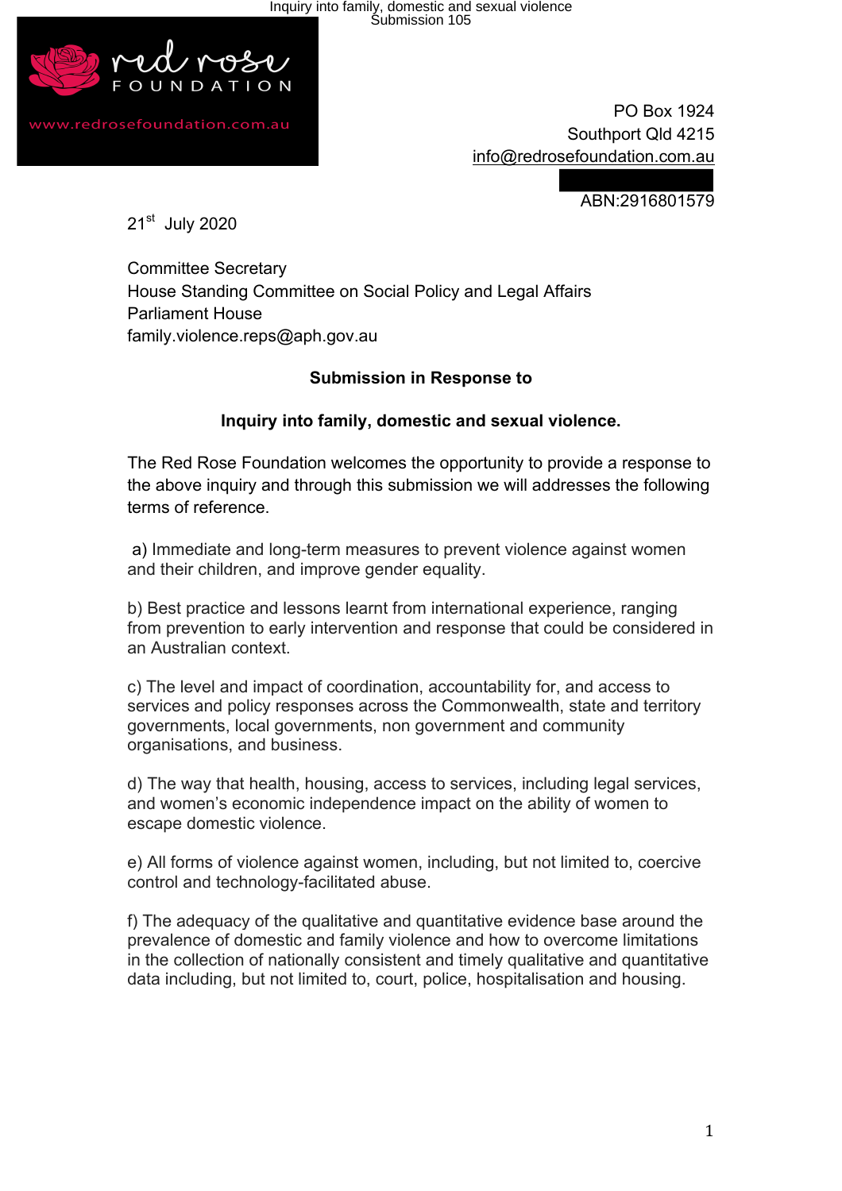red rose FOUNDATION

www.redrosefoundation.com.au

PO Box 1924
Southport Qld 4215
info@redrosefoundation.com.au

ABN:2916801579

21st July 2020

Committee Secretary
House Standing Committee on Social Policy and Legal Affairs
Parliament House
family.violence.reps@aph.gov.au

**Submission in Response to**

**Inquiry into family, domestic and sexual violence.**

The Red Rose Foundation welcomes the opportunity to provide a response to the above inquiry and through this submission we will addresses the following terms of reference.

a) Immediate and long-term measures to prevent violence against women and their children, and improve gender equality.

b) Best practice and lessons learnt from international experience, ranging from prevention to early intervention and response that could be considered in an Australian context.

c) The level and impact of coordination, accountability for, and access to services and policy responses across the Commonwealth, state and territory governments, local governments, non government and community organisations, and business.

d) The way that health, housing, access to services, including legal services, and women's economic independence impact on the ability of women to escape domestic violence.

e) All forms of violence against women, including, but not limited to, coercive control and technology-facilitated abuse.

f) The adequacy of the qualitative and quantitative evidence base around the prevalence of domestic and family violence and how to overcome limitations in the collection of nationally consistent and timely qualitative and quantitative data including, but not limited to, court, police, hospitalisation and housing.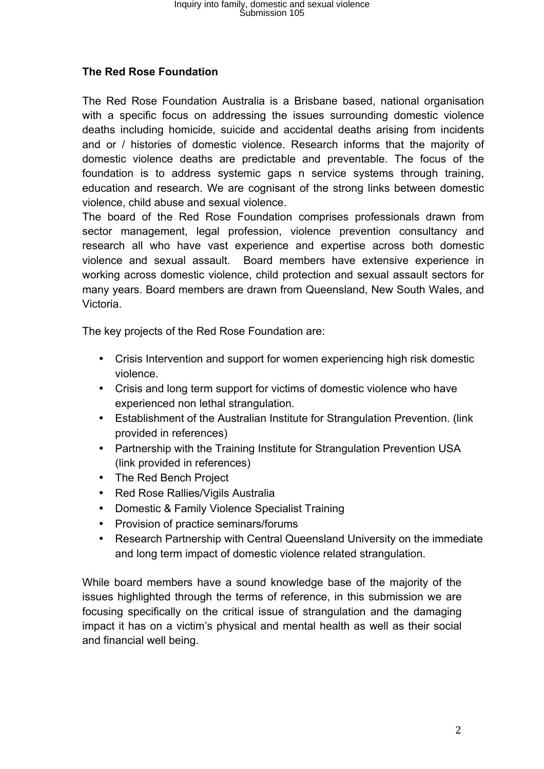**The Red Rose Foundation**

The Red Rose Foundation Australia is a Brisbane based, national organisation with a specific focus on addressing the issues surrounding domestic violence deaths including homicide, suicide and accidental deaths arising from incidents and or / histories of domestic violence. Research informs that the majority of domestic violence deaths are predictable and preventable. The focus of the foundation is to address systemic gaps n service systems through training, education and research. We are cognisant of the strong links between domestic violence, child abuse and sexual violence.
The board of the Red Rose Foundation comprises professionals drawn from sector management, legal profession, violence prevention consultancy and research all who have vast experience and expertise across both domestic violence and sexual assault. Board members have extensive experience in working across domestic violence, child protection and sexual assault sectors for many years. Board members are drawn from Queensland, New South Wales, and Victoria.

The key projects of the Red Rose Foundation are:

- Crisis Intervention and support for women experiencing high risk domestic violence.
- Crisis and long term support for victims of domestic violence who have experienced non lethal strangulation.
- Establishment of the Australian Institute for Strangulation Prevention. (link provided in references)
- Partnership with the Training Institute for Strangulation Prevention USA (link provided in references)
- The Red Bench Project
- Red Rose Rallies/Vigils Australia
- Domestic & Family Violence Specialist Training
- Provision of practice seminars/forums
- Research Partnership with Central Queensland University on the immediate and long term impact of domestic violence related strangulation.

While board members have a sound knowledge base of the majority of the issues highlighted through the terms of reference, in this submission we are focusing specifically on the critical issue of strangulation and the damaging impact it has on a victim's physical and mental health as well as their social and financial well being.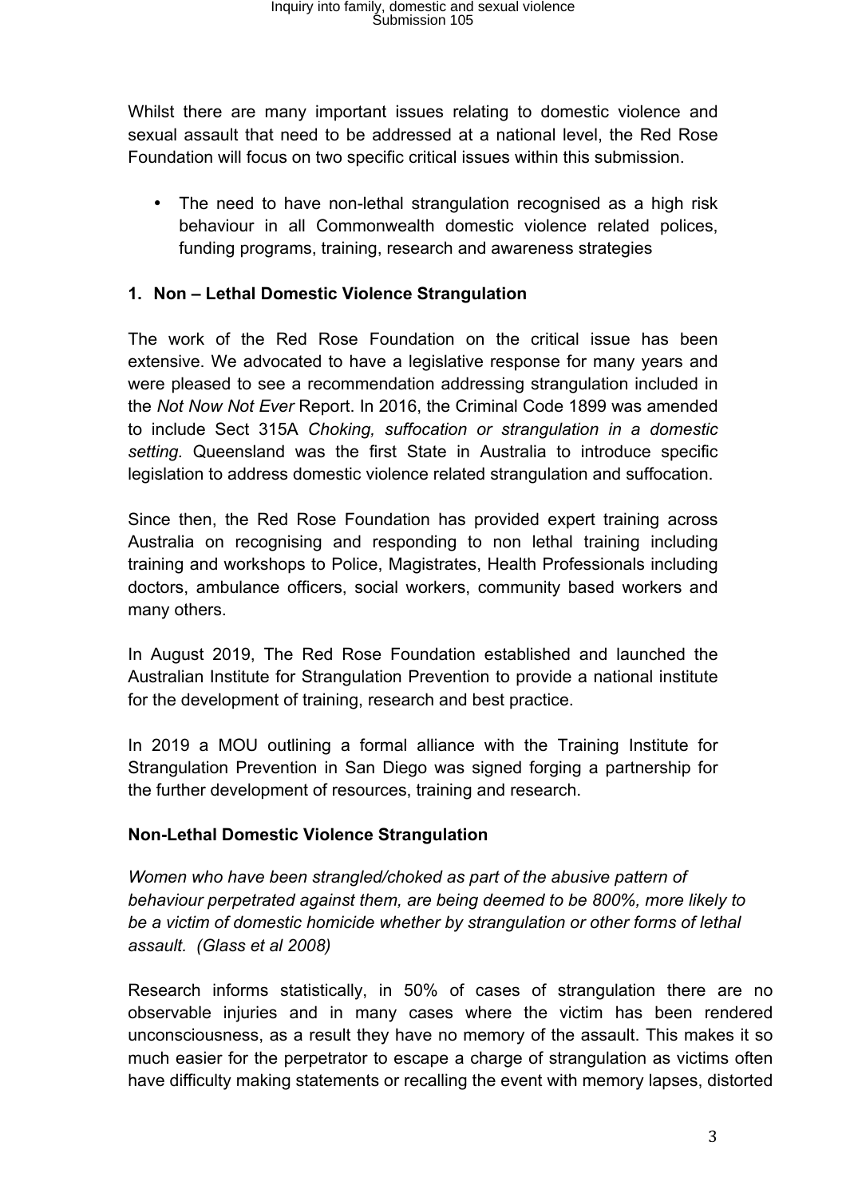Whilst there are many important issues relating to domestic violence and sexual assault that need to be addressed at a national level, the Red Rose Foundation will focus on two specific critical issues within this submission.

- The need to have non-lethal strangulation recognised as a high risk behaviour in all Commonwealth domestic violence related polices, funding programs, training, research and awareness strategies

## 1. Non – Lethal Domestic Violence Strangulation

The work of the Red Rose Foundation on the critical issue has been extensive. We advocated to have a legislative response for many years and were pleased to see a recommendation addressing strangulation included in the *Not Now Not Ever* Report. In 2016, the Criminal Code 1899 was amended to include Sect 315A *Choking, suffocation or strangulation in a domestic setting.* Queensland was the first State in Australia to introduce specific legislation to address domestic violence related strangulation and suffocation.

Since then, the Red Rose Foundation has provided expert training across Australia on recognising and responding to non lethal training including training and workshops to Police, Magistrates, Health Professionals including doctors, ambulance officers, social workers, community based workers and many others.

In August 2019, The Red Rose Foundation established and launched the Australian Institute for Strangulation Prevention to provide a national institute for the development of training, research and best practice.

In 2019 a MOU outlining a formal alliance with the Training Institute for Strangulation Prevention in San Diego was signed forging a partnership for the further development of resources, training and research.

### Non-Lethal Domestic Violence Strangulation

*Women who have been strangled/choked as part of the abusive pattern of behaviour perpetrated against them, are being deemed to be 800%, more likely to be a victim of domestic homicide whether by strangulation or other forms of lethal assault. (Glass et al 2008)*

Research informs statistically, in 50% of cases of strangulation there are no observable injuries and in many cases where the victim has been rendered unconsciousness, as a result they have no memory of the assault. This makes it so much easier for the perpetrator to escape a charge of strangulation as victims often have difficulty making statements or recalling the event with memory lapses, distorted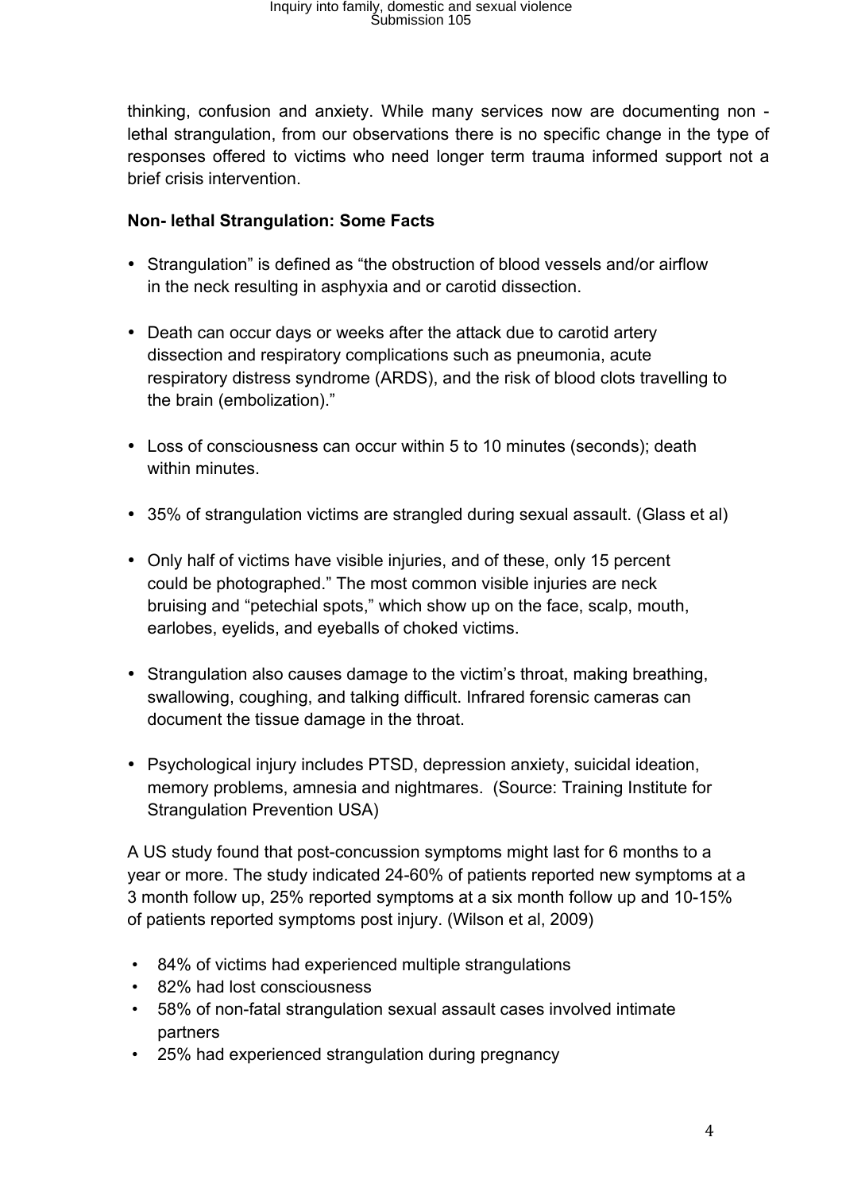thinking, confusion and anxiety. While many services now are documenting non - lethal strangulation, from our observations there is no specific change in the type of responses offered to victims who need longer term trauma informed support not a brief crisis intervention.

**Non- lethal Strangulation: Some Facts**

- Strangulation" is defined as "the obstruction of blood vessels and/or airflow in the neck resulting in asphyxia and or carotid dissection.
- Death can occur days or weeks after the attack due to carotid artery dissection and respiratory complications such as pneumonia, acute respiratory distress syndrome (ARDS), and the risk of blood clots travelling to the brain (embolization)."
- Loss of consciousness can occur within 5 to 10 minutes (seconds); death within minutes.
- 35% of strangulation victims are strangled during sexual assault. (Glass et al)
- Only half of victims have visible injuries, and of these, only 15 percent could be photographed." The most common visible injuries are neck bruising and "petechial spots," which show up on the face, scalp, mouth, earlobes, eyelids, and eyeballs of choked victims.
- Strangulation also causes damage to the victim's throat, making breathing, swallowing, coughing, and talking difficult. Infrared forensic cameras can document the tissue damage in the throat.
- Psychological injury includes PTSD, depression anxiety, suicidal ideation, memory problems, amnesia and nightmares. (Source: Training Institute for Strangulation Prevention USA)

A US study found that post-concussion symptoms might last for 6 months to a year or more. The study indicated 24-60% of patients reported new symptoms at a 3 month follow up, 25% reported symptoms at a six month follow up and 10-15% of patients reported symptoms post injury. (Wilson et al, 2009)

- 84% of victims had experienced multiple strangulations
- 82% had lost consciousness
- 58% of non-fatal strangulation sexual assault cases involved intimate partners
- 25% had experienced strangulation during pregnancy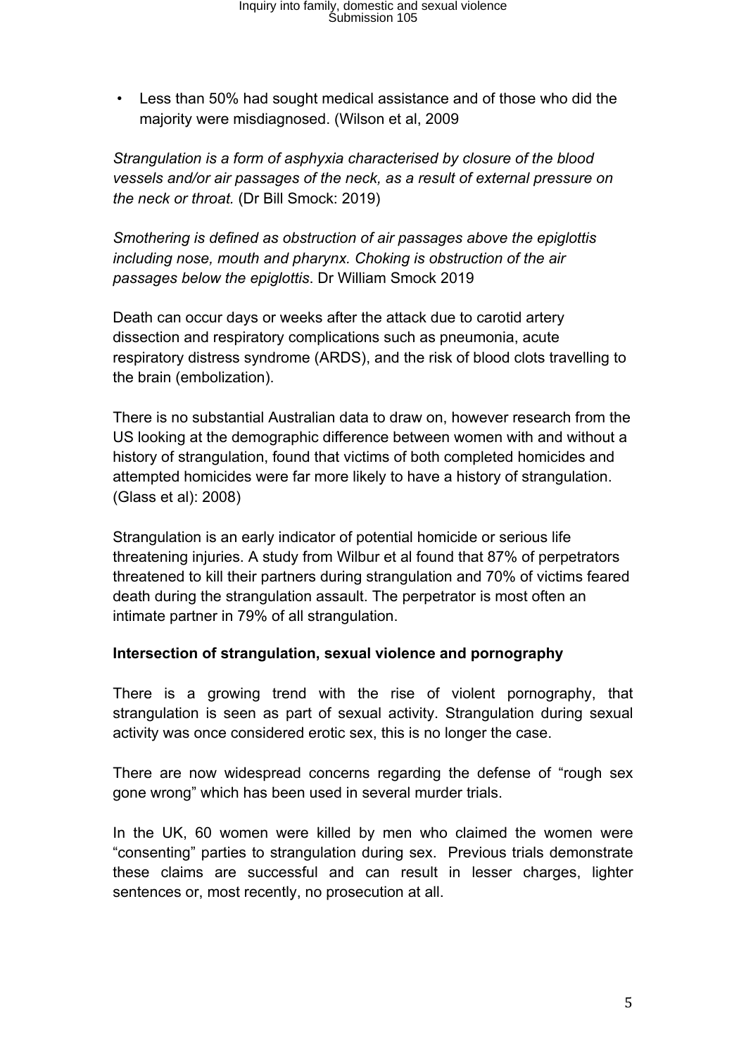- Less than 50% had sought medical assistance and of those who did the majority were misdiagnosed. (Wilson et al, 2009

*Strangulation is a form of asphyxia characterised by closure of the blood vessels and/or air passages of the neck, as a result of external pressure on the neck or throat.* (Dr Bill Smock: 2019)

*Smothering is defined as obstruction of air passages above the epiglottis including nose, mouth and pharynx. Choking is obstruction of the air passages below the epiglottis*. Dr William Smock 2019

Death can occur days or weeks after the attack due to carotid artery dissection and respiratory complications such as pneumonia, acute respiratory distress syndrome (ARDS), and the risk of blood clots travelling to the brain (embolization).

There is no substantial Australian data to draw on, however research from the US looking at the demographic difference between women with and without a history of strangulation, found that victims of both completed homicides and attempted homicides were far more likely to have a history of strangulation. (Glass et al): 2008)

Strangulation is an early indicator of potential homicide or serious life threatening injuries. A study from Wilbur et al found that 87% of perpetrators threatened to kill their partners during strangulation and 70% of victims feared death during the strangulation assault. The perpetrator is most often an intimate partner in 79% of all strangulation.

**Intersection of strangulation, sexual violence and pornography**

There is a growing trend with the rise of violent pornography, that strangulation is seen as part of sexual activity. Strangulation during sexual activity was once considered erotic sex, this is no longer the case.

There are now widespread concerns regarding the defense of "rough sex gone wrong" which has been used in several murder trials.

In the UK, 60 women were killed by men who claimed the women were "consenting" parties to strangulation during sex. Previous trials demonstrate these claims are successful and can result in lesser charges, lighter sentences or, most recently, no prosecution at all.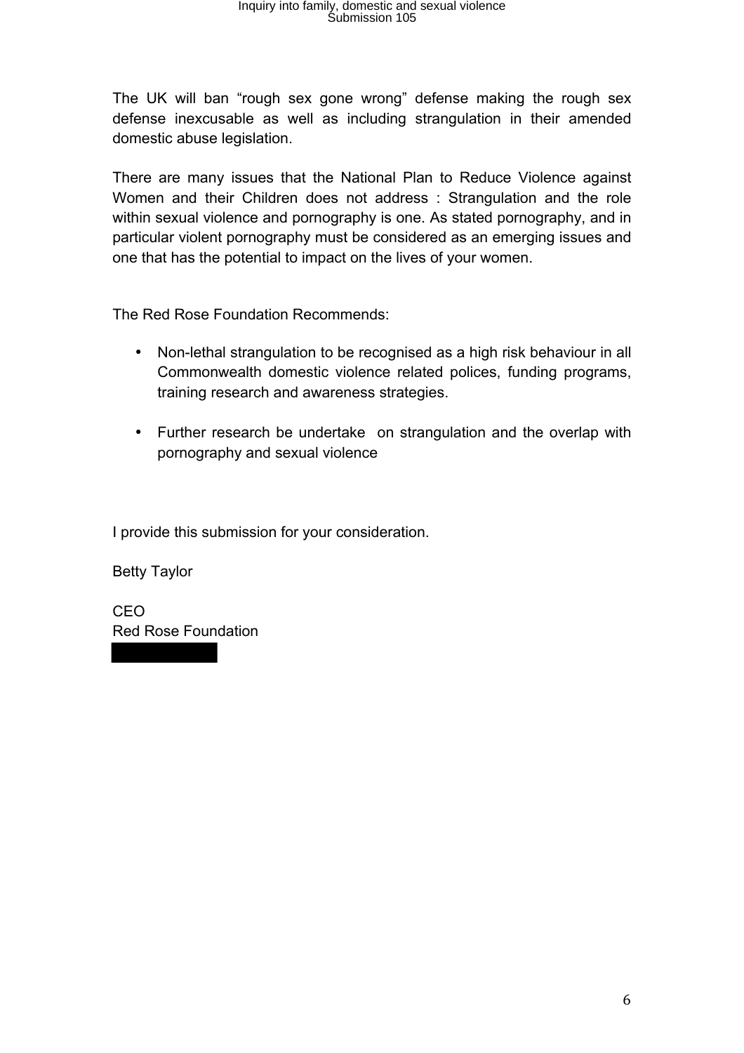The UK will ban "rough sex gone wrong" defense making the rough sex defense inexcusable as well as including strangulation in their amended domestic abuse legislation.

There are many issues that the National Plan to Reduce Violence against Women and their Children does not address : Strangulation and the role within sexual violence and pornography is one. As stated pornography, and in particular violent pornography must be considered as an emerging issues and one that has the potential to impact on the lives of your women.

The Red Rose Foundation Recommends:

- Non-lethal strangulation to be recognised as a high risk behaviour in all Commonwealth domestic violence related polices, funding programs, training research and awareness strategies.

- Further research be undertake on strangulation and the overlap with pornography and sexual violence

I provide this submission for your consideration.

Betty Taylor

CEO
Red Rose Foundation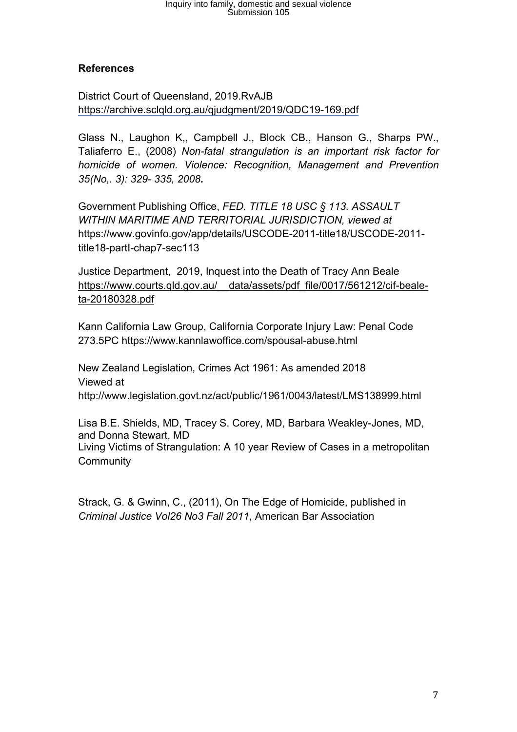**References**

District Court of Queensland, 2019.RvAJB https://archive.sclqld.org.au/qjudgment/2019/QDC19-169.pdf

Glass N., Laughon K,, Campbell J., Block CB., Hanson G., Sharps PW., Taliaferro E., (2008) *Non-fatal strangulation is an important risk factor for homicide of women. Violence: Recognition, Management and Prevention 35(No,. 3): 329- 335, 2008.*

Government Publishing Office, *FED. TITLE 18 USC § 113. ASSAULT WITHIN MARITIME AND TERRITORIAL JURISDICTION, viewed at* https://www.govinfo.gov/app/details/USCODE-2011-title18/USCODE-2011-title18-partI-chap7-sec113

Justice Department, 2019, Inquest into the Death of Tracy Ann Beale https://www.courts.qld.gov.au/__data/assets/pdf_file/0017/561212/cif-beale-ta-20180328.pdf

Kann California Law Group, California Corporate Injury Law: Penal Code 273.5PC https://www.kannlawoffice.com/spousal-abuse.html

New Zealand Legislation, Crimes Act 1961: As amended 2018
Viewed at
http://www.legislation.govt.nz/act/public/1961/0043/latest/LMS138999.html

Lisa B.E. Shields, MD, Tracey S. Corey, MD, Barbara Weakley-Jones, MD, and Donna Stewart, MD
Living Victims of Strangulation: A 10 year Review of Cases in a metropolitan Community

Strack, G. & Gwinn, C., (2011), On The Edge of Homicide, published in *Criminal Justice Vol26 No3 Fall 2011*, American Bar Association